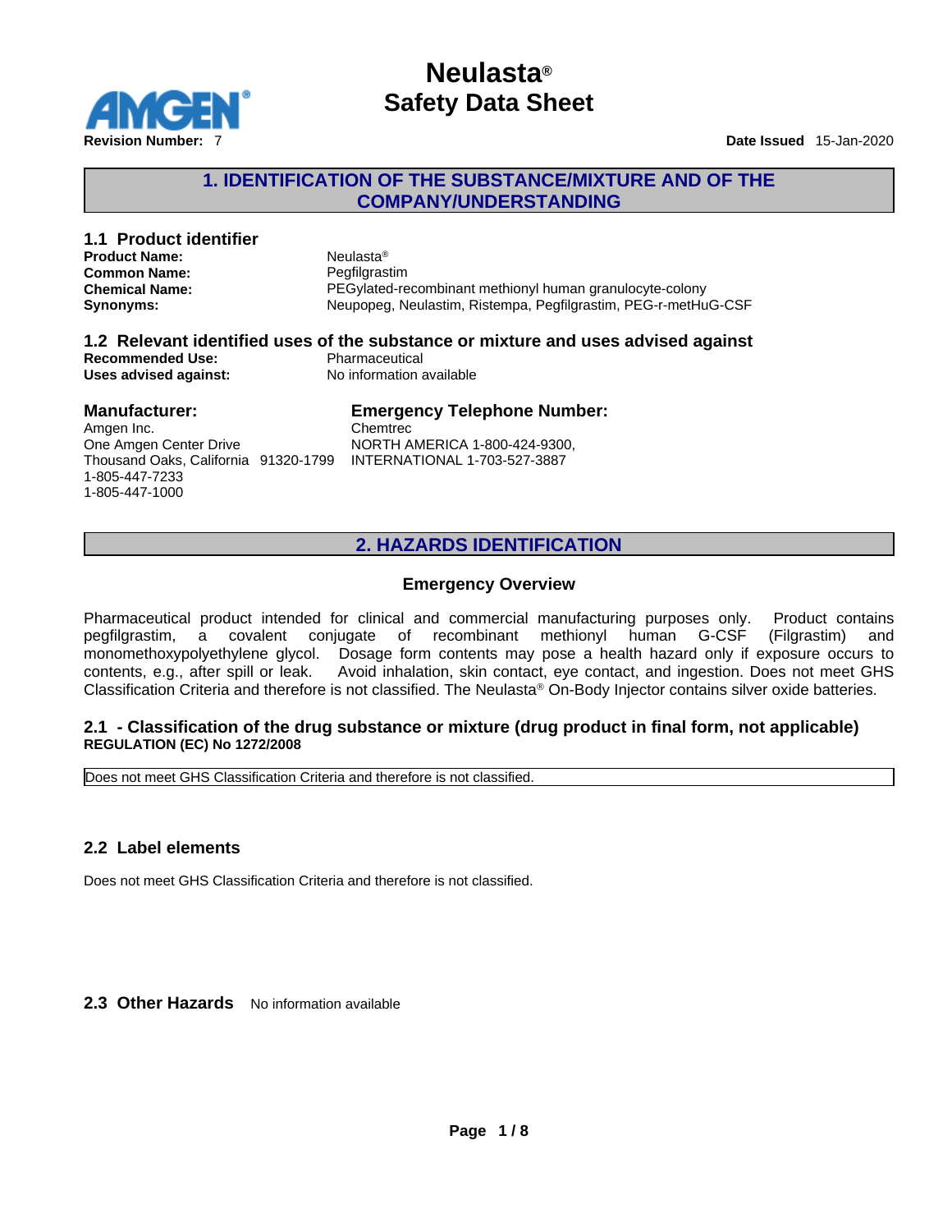# Neulasta® Safety Data Sheet

**Revision Number:** 7 **Date Issued** 15-Jan-2020

## 1. IDENTIFICATION OF THE SUBSTANCE/MIXTURE AND OF THE COMPANY/UNDERSTANDING

### 1.1 Product identifier

**Product Name:** Neulasta®
**Common Name:** Pegfilgrastim
**Chemical Name:** PEGylated-recombinant methionyl human granulocyte-colony
**Synonyms:** Neupopeg, Neulastim, Ristempa, Pegfilgrastim, PEG-r-metHuG-CSF

### 1.2 Relevant identified uses of the substance or mixture and uses advised against

**Recommended Use:** Pharmaceutical
**Uses advised against:** No information available

### Manufacturer:

Amgen Inc.
One Amgen Center Drive
Thousand Oaks, California 91320-1799
1-805-447-7233
1-805-447-1000

### Emergency Telephone Number:

Chemtrec
NORTH AMERICA 1-800-424-9300,
INTERNATIONAL 1-703-527-3887

## 2. HAZARDS IDENTIFICATION

### Emergency Overview

Pharmaceutical product intended for clinical and commercial manufacturing purposes only. Product contains pegfilgrastim, a covalent conjugate of recombinant methionyl human G-CSF (Filgrastim) and monomethoxypolyethylene glycol. Dosage form contents may pose a health hazard only if exposure occurs to contents, e.g., after spill or leak. Avoid inhalation, skin contact, eye contact, and ingestion. Does not meet GHS Classification Criteria and therefore is not classified. The Neulasta® On-Body Injector contains silver oxide batteries.

### 2.1 - Classification of the drug substance or mixture (drug product in final form, not applicable)

**REGULATION (EC) No 1272/2008**

Does not meet GHS Classification Criteria and therefore is not classified.

### 2.2 Label elements

Does not meet GHS Classification Criteria and therefore is not classified.

### 2.3 Other Hazards

No information available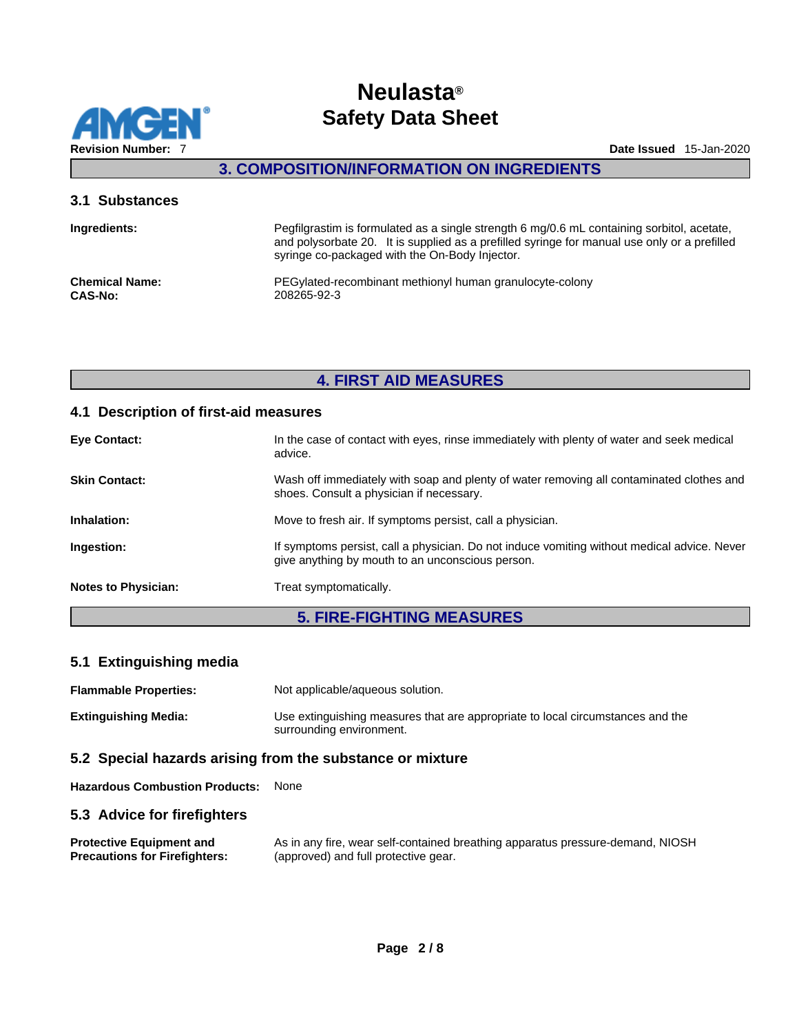## 3. COMPOSITION/INFORMATION ON INGREDIENTS

### 3.1 Substances

**Ingredients:** Pegfilgrastim is formulated as a single strength 6 mg/0.6 mL containing sorbitol, acetate, and polysorbate 20. It is supplied as a prefilled syringe for manual use only or a prefilled syringe co-packaged with the On-Body Injector.

**Chemical Name:** PEGylated-recombinant methionyl human granulocyte-colony
**CAS-No:** 208265-92-3

## 4. FIRST AID MEASURES

### 4.1 Description of first-aid measures

**Eye Contact:** In the case of contact with eyes, rinse immediately with plenty of water and seek medical advice.

**Skin Contact:** Wash off immediately with soap and plenty of water removing all contaminated clothes and shoes. Consult a physician if necessary.

**Inhalation:** Move to fresh air. If symptoms persist, call a physician.

**Ingestion:** If symptoms persist, call a physician. Do not induce vomiting without medical advice. Never give anything by mouth to an unconscious person.

**Notes to Physician:** Treat symptomatically.

## 5. FIRE-FIGHTING MEASURES

### 5.1 Extinguishing media

**Flammable Properties:** Not applicable/aqueous solution.

**Extinguishing Media:** Use extinguishing measures that are appropriate to local circumstances and the surrounding environment.

### 5.2 Special hazards arising from the substance or mixture

**Hazardous Combustion Products:** None

### 5.3 Advice for firefighters

**Protective Equipment and Precautions for Firefighters:** As in any fire, wear self-contained breathing apparatus pressure-demand, NIOSH (approved) and full protective gear.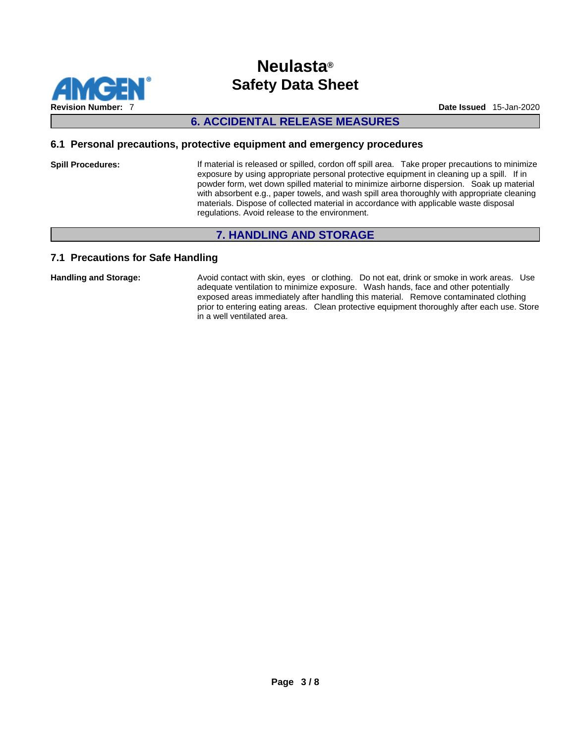## 6. ACCIDENTAL RELEASE MEASURES

### 6.1 Personal precautions, protective equipment and emergency procedures

**Spill Procedures:** If material is released or spilled, cordon off spill area. Take proper precautions to minimize exposure by using appropriate personal protective equipment in cleaning up a spill. If in powder form, wet down spilled material to minimize airborne dispersion. Soak up material with absorbent e.g., paper towels, and wash spill area thoroughly with appropriate cleaning materials. Dispose of collected material in accordance with applicable waste disposal regulations. Avoid release to the environment.

## 7. HANDLING AND STORAGE

### 7.1 Precautions for Safe Handling

**Handling and Storage:** Avoid contact with skin, eyes or clothing. Do not eat, drink or smoke in work areas. Use adequate ventilation to minimize exposure. Wash hands, face and other potentially exposed areas immediately after handling this material. Remove contaminated clothing prior to entering eating areas. Clean protective equipment thoroughly after each use. Store in a well ventilated area.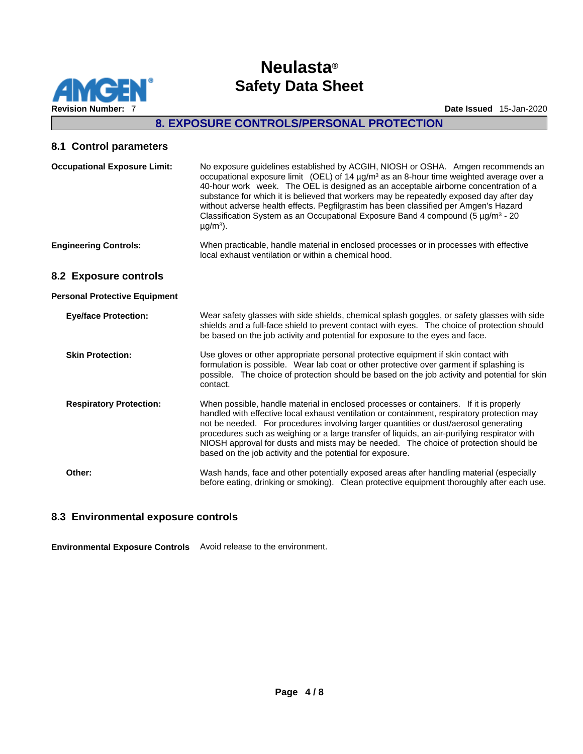## 8. EXPOSURE CONTROLS/PERSONAL PROTECTION

### 8.1 Control parameters

**Occupational Exposure Limit:** No exposure guidelines established by ACGIH, NIOSH or OSHA. Amgen recommends an occupational exposure limit (OEL) of 14 µg/m³ as an 8-hour time weighted average over a 40-hour work week. The OEL is designed as an acceptable airborne concentration of a substance for which it is believed that workers may be repeatedly exposed day after day without adverse health effects. Pegfilgrastim has been classified per Amgen's Hazard Classification System as an Occupational Exposure Band 4 compound (5 µg/m³ - 20 µg/m³).

**Engineering Controls:** When practicable, handle material in enclosed processes or in processes with effective local exhaust ventilation or within a chemical hood.

### 8.2 Exposure controls

**Personal Protective Equipment**

**Eye/face Protection:** Wear safety glasses with side shields, chemical splash goggles, or safety glasses with side shields and a full-face shield to prevent contact with eyes. The choice of protection should be based on the job activity and potential for exposure to the eyes and face.

**Skin Protection:** Use gloves or other appropriate personal protective equipment if skin contact with formulation is possible. Wear lab coat or other protective over garment if splashing is possible. The choice of protection should be based on the job activity and potential for skin contact.

**Respiratory Protection:** When possible, handle material in enclosed processes or containers. If it is properly handled with effective local exhaust ventilation or containment, respiratory protection may not be needed. For procedures involving larger quantities or dust/aerosol generating procedures such as weighing or a large transfer of liquids, an air-purifying respirator with NIOSH approval for dusts and mists may be needed. The choice of protection should be based on the job activity and the potential for exposure.

**Other:** Wash hands, face and other potentially exposed areas after handling material (especially before eating, drinking or smoking). Clean protective equipment thoroughly after each use.

### 8.3 Environmental exposure controls

**Environmental Exposure Controls** Avoid release to the environment.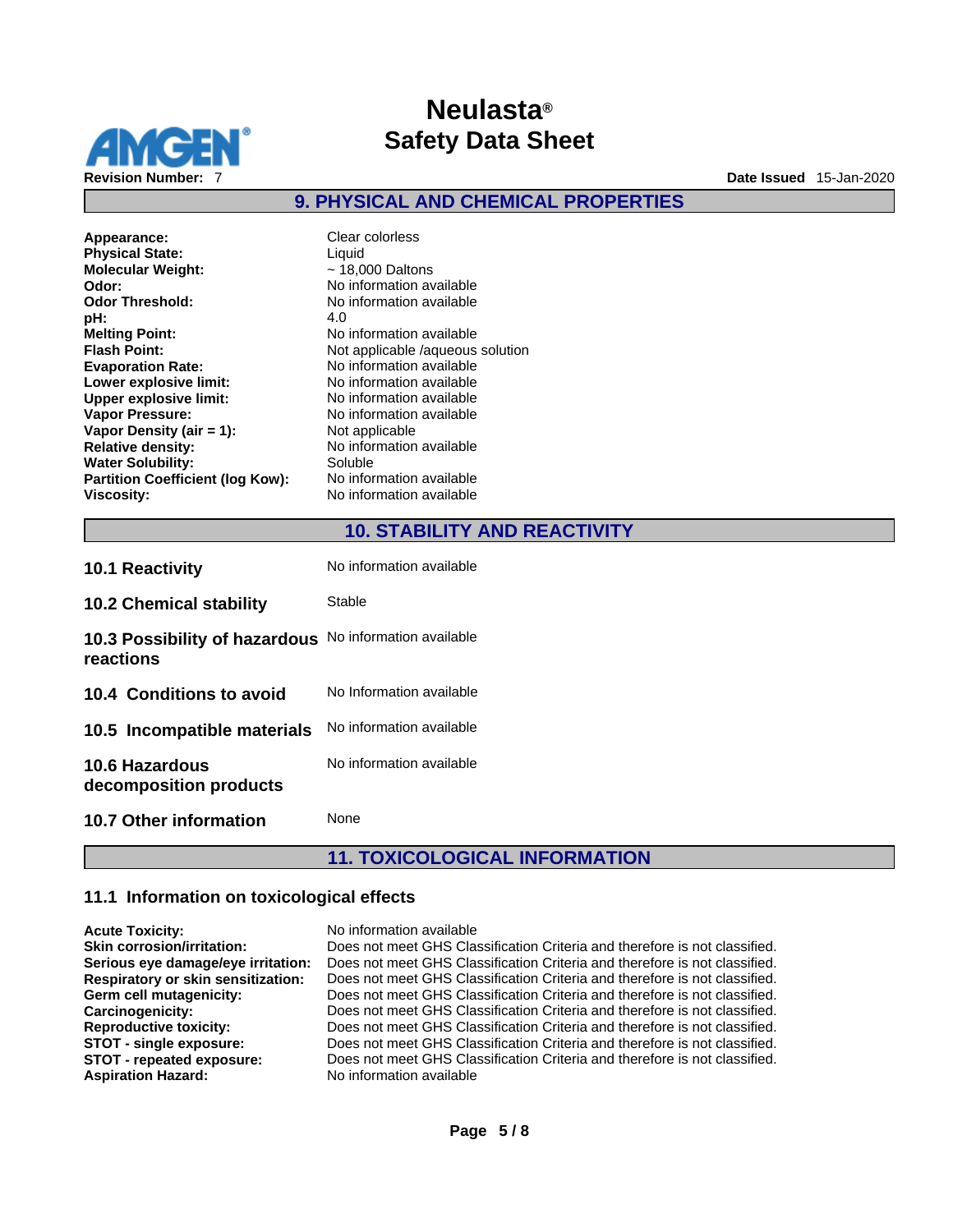## 9. PHYSICAL AND CHEMICAL PROPERTIES

| | |
|---|---|
| **Appearance:** | Clear colorless |
| **Physical State:** | Liquid |
| **Molecular Weight:** | ~ 18,000 Daltons |
| **Odor:** | No information available |
| **Odor Threshold:** | No information available |
| **pH:** | 4.0 |
| **Melting Point:** | No information available |
| **Flash Point:** | Not applicable /aqueous solution |
| **Evaporation Rate:** | No information available |
| **Lower explosive limit:** | No information available |
| **Upper explosive limit:** | No information available |
| **Vapor Pressure:** | No information available |
| **Vapor Density (air = 1):** | Not applicable |
| **Relative density:** | No information available |
| **Water Solubility:** | Soluble |
| **Partition Coefficient (log Kow):** | No information available |
| **Viscosity:** | No information available |

## 10. STABILITY AND REACTIVITY

| | |
|---|---|
| **10.1 Reactivity** | No information available |
| **10.2 Chemical stability** | Stable |
| **10.3 Possibility of hazardous reactions** | No information available |
| **10.4 Conditions to avoid** | No Information available |
| **10.5 Incompatible materials** | No information available |
| **10.6 Hazardous decomposition products** | No information available |
| **10.7 Other information** | None |

## 11. TOXICOLOGICAL INFORMATION

### 11.1 Information on toxicological effects

| | |
|---|---|
| **Acute Toxicity:** | No information available |
| **Skin corrosion/irritation:** | Does not meet GHS Classification Criteria and therefore is not classified. |
| **Serious eye damage/eye irritation:** | Does not meet GHS Classification Criteria and therefore is not classified. |
| **Respiratory or skin sensitization:** | Does not meet GHS Classification Criteria and therefore is not classified. |
| **Germ cell mutagenicity:** | Does not meet GHS Classification Criteria and therefore is not classified. |
| **Carcinogenicity:** | Does not meet GHS Classification Criteria and therefore is not classified. |
| **Reproductive toxicity:** | Does not meet GHS Classification Criteria and therefore is not classified. |
| **STOT - single exposure:** | Does not meet GHS Classification Criteria and therefore is not classified. |
| **STOT - repeated exposure:** | Does not meet GHS Classification Criteria and therefore is not classified. |
| **Aspiration Hazard:** | No information available |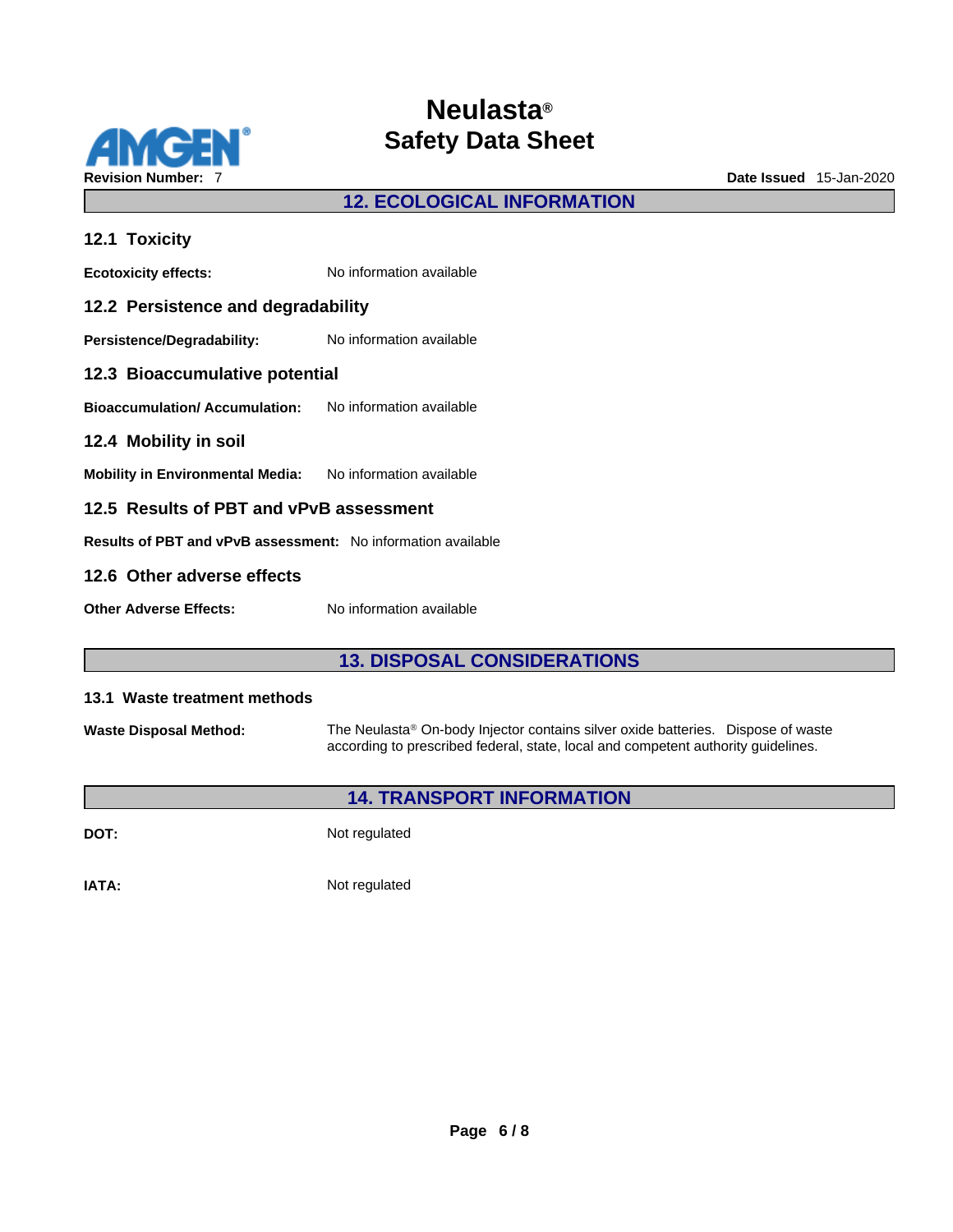## 12. ECOLOGICAL INFORMATION

### 12.1 Toxicity

**Ecotoxicity effects:** No information available

### 12.2 Persistence and degradability

**Persistence/Degradability:** No information available

### 12.3 Bioaccumulative potential

**Bioaccumulation/ Accumulation:** No information available

### 12.4 Mobility in soil

**Mobility in Environmental Media:** No information available

### 12.5 Results of PBT and vPvB assessment

**Results of PBT and vPvB assessment:** No information available

### 12.6 Other adverse effects

**Other Adverse Effects:** No information available

## 13. DISPOSAL CONSIDERATIONS

### 13.1 Waste treatment methods

**Waste Disposal Method:** The Neulasta® On-body Injector contains silver oxide batteries. Dispose of waste according to prescribed federal, state, local and competent authority guidelines.

## 14. TRANSPORT INFORMATION

**DOT:** Not regulated

**IATA:** Not regulated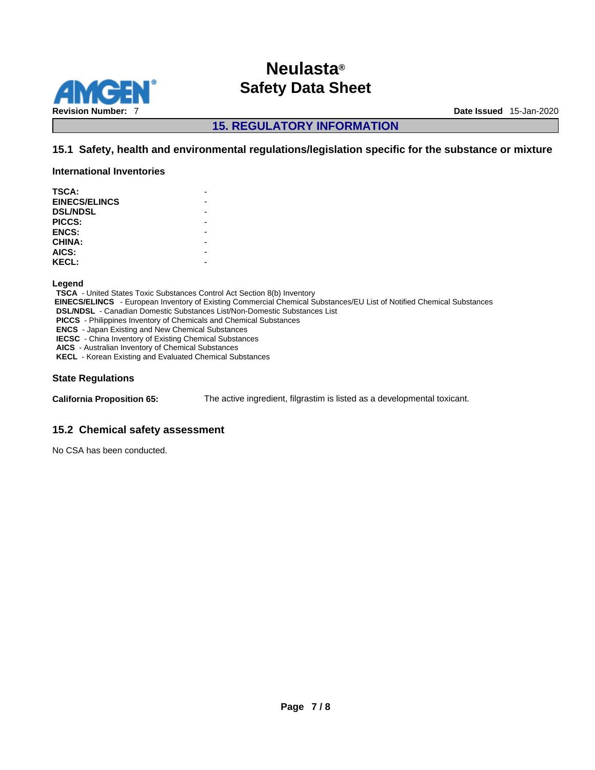## 15. REGULATORY INFORMATION

### 15.1 Safety, health and environmental regulations/legislation specific for the substance or mixture

**International Inventories**

| | |
|---|---|
| **TSCA:** | - |
| **EINECS/ELINCS** | - |
| **DSL/NDSL** | - |
| **PICCS:** | - |
| **ENCS:** | - |
| **CHINA:** | - |
| **AICS:** | - |
| **KECL:** | - |

**Legend**

**TSCA** - United States Toxic Substances Control Act Section 8(b) Inventory
**EINECS/ELINCS** - European Inventory of Existing Commercial Chemical Substances/EU List of Notified Chemical Substances
**DSL/NDSL** - Canadian Domestic Substances List/Non-Domestic Substances List
**PICCS** - Philippines Inventory of Chemicals and Chemical Substances
**ENCS** - Japan Existing and New Chemical Substances
**IECSC** - China Inventory of Existing Chemical Substances
**AICS** - Australian Inventory of Chemical Substances
**KECL** - Korean Existing and Evaluated Chemical Substances

**State Regulations**

**California Proposition 65:** The active ingredient, filgrastim is listed as a developmental toxicant.

### 15.2 Chemical safety assessment

No CSA has been conducted.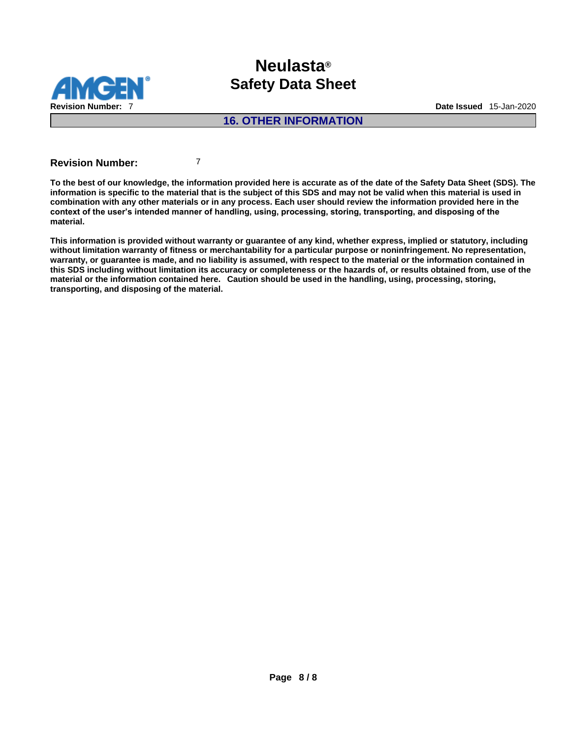## 16. OTHER INFORMATION

**Revision Number:** 7

**To the best of our knowledge, the information provided here is accurate as of the date of the Safety Data Sheet (SDS). The information is specific to the material that is the subject of this SDS and may not be valid when this material is used in combination with any other materials or in any process. Each user should review the information provided here in the context of the user's intended manner of handling, using, processing, storing, transporting, and disposing of the material.**

**This information is provided without warranty or guarantee of any kind, whether express, implied or statutory, including without limitation warranty of fitness or merchantability for a particular purpose or noninfringement. No representation, warranty, or guarantee is made, and no liability is assumed, with respect to the material or the information contained in this SDS including without limitation its accuracy or completeness or the hazards of, or results obtained from, use of the material or the information contained here. Caution should be used in the handling, using, processing, storing, transporting, and disposing of the material.**